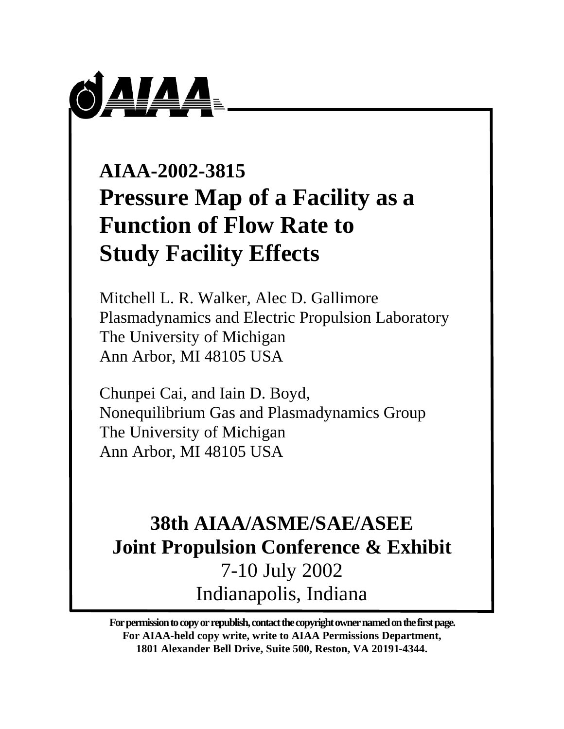# AIAA-2002-3815

# Pressure Map of a Facility as a Function of Flow Rate to Study Facility Effects

Mitchell L. R. Walker, Alec D. Gallimore
Plasmadynamics and Electric Propulsion Laboratory
The University of Michigan
Ann Arbor, MI 48105 USA

Chunpei Cai, and Iain D. Boyd,
Nonequilibrium Gas and Plasmadynamics Group
The University of Michigan
Ann Arbor, MI 48105 USA

**38th AIAA/ASME/SAE/ASEE**
**Joint Propulsion Conference & Exhibit**
7-10 July 2002
Indianapolis, Indiana

**For permission to copy or republish, contact the copyright owner named on the first page.**
**For AIAA-held copy write, write to AIAA Permissions Department,**
**1801 Alexander Bell Drive, Suite 500, Reston, VA 20191-4344.**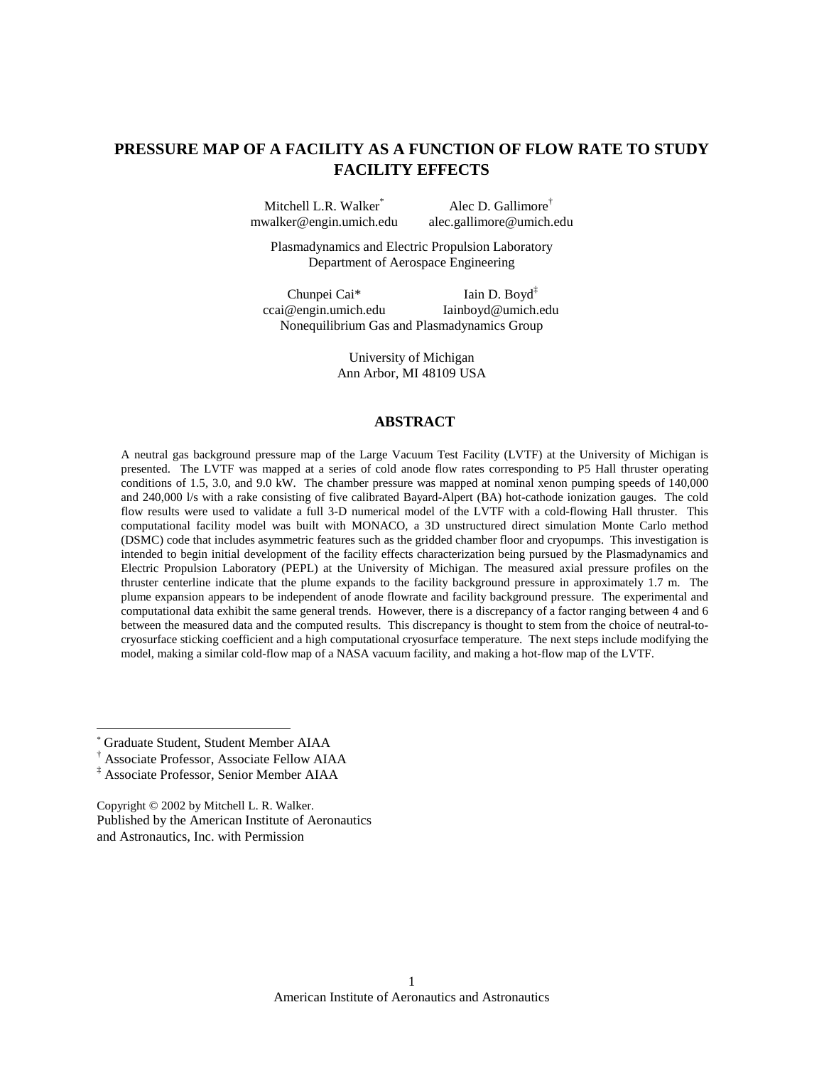# PRESSURE MAP OF A FACILITY AS A FUNCTION OF FLOW RATE TO STUDY FACILITY EFFECTS

Mitchell L.R. Walker[*]
mwalker@engin.umich.edu

Alec D. Gallimore[†]
alec.gallimore@umich.edu

Plasmadynamics and Electric Propulsion Laboratory
Department of Aerospace Engineering

Chunpei Cai*
ccai@engin.umich.edu

Iain D. Boyd[‡]
Iainboyd@umich.edu

Nonequilibrium Gas and Plasmadynamics Group

University of Michigan
Ann Arbor, MI 48109 USA

## ABSTRACT

A neutral gas background pressure map of the Large Vacuum Test Facility (LVTF) at the University of Michigan is presented. The LVTF was mapped at a series of cold anode flow rates corresponding to P5 Hall thruster operating conditions of 1.5, 3.0, and 9.0 kW. The chamber pressure was mapped at nominal xenon pumping speeds of 140,000 and 240,000 l/s with a rake consisting of five calibrated Bayard-Alpert (BA) hot-cathode ionization gauges. The cold flow results were used to validate a full 3-D numerical model of the LVTF with a cold-flowing Hall thruster. This computational facility model was built with MONACO, a 3D unstructured direct simulation Monte Carlo method (DSMC) code that includes asymmetric features such as the gridded chamber floor and cryopumps. This investigation is intended to begin initial development of the facility effects characterization being pursued by the Plasmadynamics and Electric Propulsion Laboratory (PEPL) at the University of Michigan. The measured axial pressure profiles on the thruster centerline indicate that the plume expands to the facility background pressure in approximately 1.7 m. The plume expansion appears to be independent of anode flowrate and facility background pressure. The experimental and computational data exhibit the same general trends. However, there is a discrepancy of a factor ranging between 4 and 6 between the measured data and the computed results. This discrepancy is thought to stem from the choice of neutral-to-cryosurface sticking coefficient and a high computational cryosurface temperature. The next steps include modifying the model, making a similar cold-flow map of a NASA vacuum facility, and making a hot-flow map of the LVTF.

---

[*] Graduate Student, Student Member AIAA

[†] Associate Professor, Associate Fellow AIAA

[‡] Associate Professor, Senior Member AIAA

Copyright © 2002 by Mitchell L. R. Walker.
Published by the American Institute of Aeronautics and Astronautics, Inc. with Permission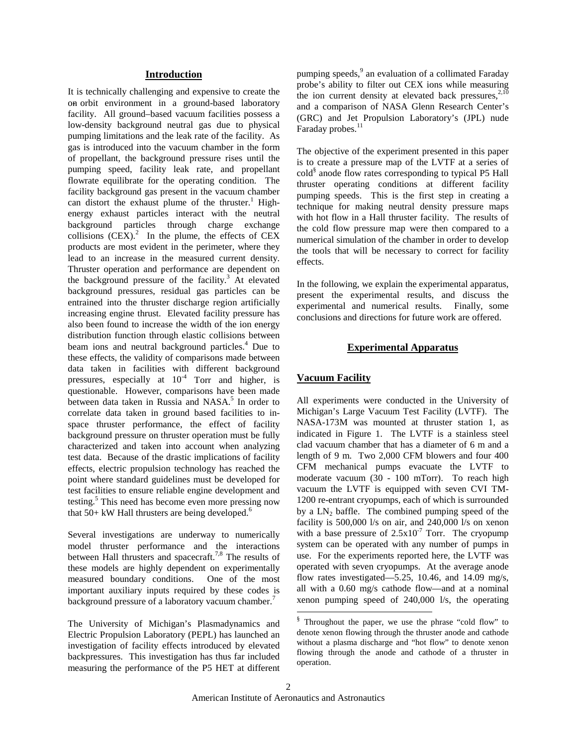## Introduction

It is technically challenging and expensive to create the on orbit environment in a ground-based laboratory facility. All ground–based vacuum facilities possess a low-density background neutral gas due to physical pumping limitations and the leak rate of the facility. As gas is introduced into the vacuum chamber in the form of propellant, the background pressure rises until the pumping speed, facility leak rate, and propellant flowrate equilibrate for the operating condition. The facility background gas present in the vacuum chamber can distort the exhaust plume of the thruster.[1] High-energy exhaust particles interact with the neutral background particles through charge exchange collisions (CEX).[2] In the plume, the effects of CEX products are most evident in the perimeter, where they lead to an increase in the measured current density. Thruster operation and performance are dependent on the background pressure of the facility.[3] At elevated background pressures, residual gas particles can be entrained into the thruster discharge region artificially increasing engine thrust. Elevated facility pressure has also been found to increase the width of the ion energy distribution function through elastic collisions between beam ions and neutral background particles.[4] Due to these effects, the validity of comparisons made between data taken in facilities with different background pressures, especially at $10^{-4}$ Torr and higher, is questionable. However, comparisons have been made between data taken in Russia and NASA.[5] In order to correlate data taken in ground based facilities to in-space thruster performance, the effect of facility background pressure on thruster operation must be fully characterized and taken into account when analyzing test data. Because of the drastic implications of facility effects, electric propulsion technology has reached the point where standard guidelines must be developed for test facilities to ensure reliable engine development and testing.[5] This need has become even more pressing now that 50+ kW Hall thrusters are being developed.[6]

Several investigations are underway to numerically model thruster performance and the interactions between Hall thrusters and spacecraft.[7,8] The results of these models are highly dependent on experimentally measured boundary conditions. One of the most important auxiliary inputs required by these codes is background pressure of a laboratory vacuum chamber.[7]

The University of Michigan's Plasmadynamics and Electric Propulsion Laboratory (PEPL) has launched an investigation of facility effects introduced by elevated backpressures. This investigation has thus far included measuring the performance of the P5 HET at different pumping speeds,[9] an evaluation of a collimated Faraday probe's ability to filter out CEX ions while measuring the ion current density at elevated back pressures,[2,10] and a comparison of NASA Glenn Research Center's (GRC) and Jet Propulsion Laboratory's (JPL) nude Faraday probes.[11]

The objective of the experiment presented in this paper is to create a pressure map of the LVTF at a series of cold[§] anode flow rates corresponding to typical P5 Hall thruster operating conditions at different facility pumping speeds. This is the first step in creating a technique for making neutral density pressure maps with hot flow in a Hall thruster facility. The results of the cold flow pressure map were then compared to a numerical simulation of the chamber in order to develop the tools that will be necessary to correct for facility effects.

In the following, we explain the experimental apparatus, present the experimental results, and discuss the experimental and numerical results. Finally, some conclusions and directions for future work are offered.

## Experimental Apparatus

### Vacuum Facility

All experiments were conducted in the University of Michigan's Large Vacuum Test Facility (LVTF). The NASA-173M was mounted at thruster station 1, as indicated in Figure 1. The LVTF is a stainless steel clad vacuum chamber that has a diameter of 6 m and a length of 9 m. Two 2,000 CFM blowers and four 400 CFM mechanical pumps evacuate the LVTF to moderate vacuum (30 - 100 mTorr). To reach high vacuum the LVTF is equipped with seven CVI TM-1200 re-entrant cryopumps, each of which is surrounded by a $LN_2$ baffle. The combined pumping speed of the facility is 500,000 l/s on air, and 240,000 l/s on xenon with a base pressure of $2.5\times10^{-7}$ Torr. The cryopump system can be operated with any number of pumps in use. For the experiments reported here, the LVTF was operated with seven cryopumps. At the average anode flow rates investigated—5.25, 10.46, and 14.09 mg/s, all with a 0.60 mg/s cathode flow—and at a nominal xenon pumping speed of 240,000 l/s, the operating

[§] Throughout the paper, we use the phrase "cold flow" to denote xenon flowing through the thruster anode and cathode without a plasma discharge and "hot flow" to denote xenon flowing through the anode and cathode of a thruster in operation.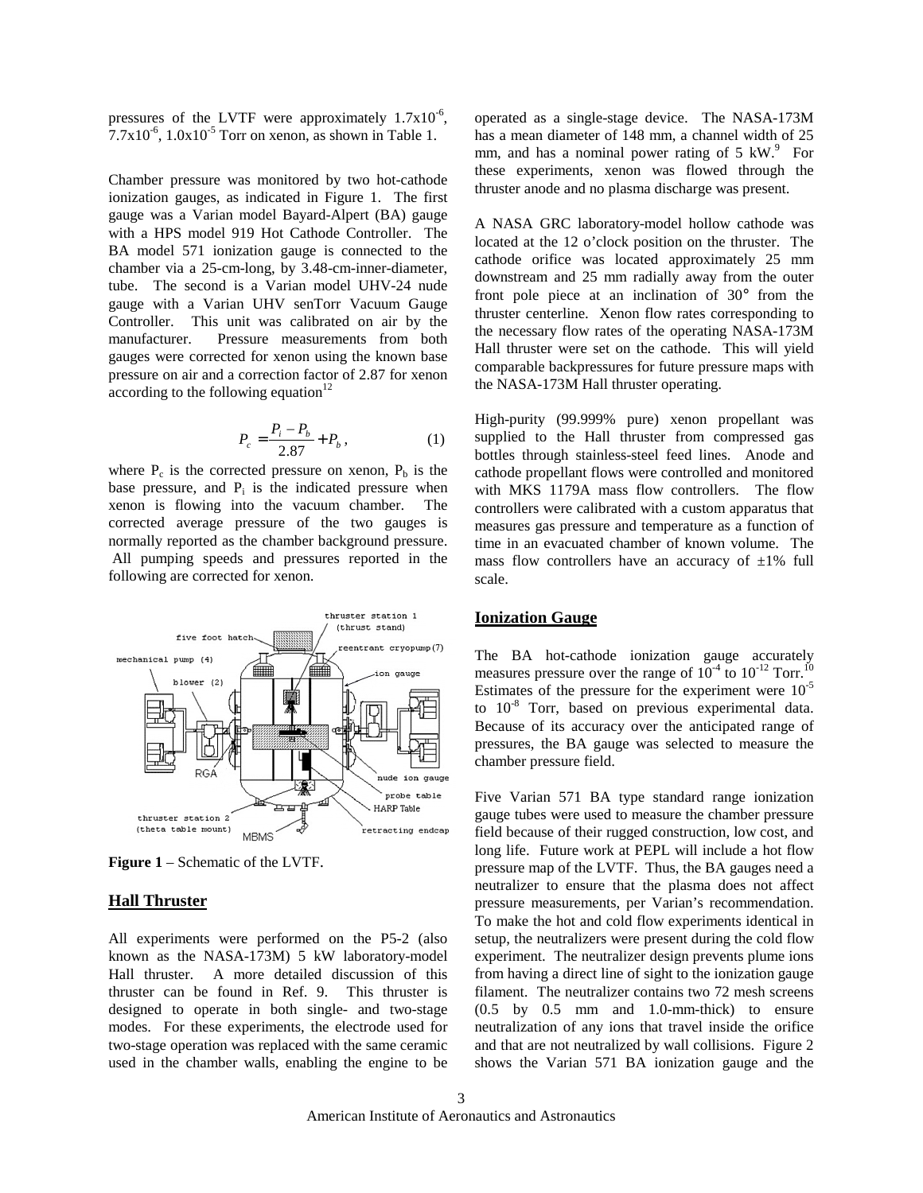pressures of the LVTF were approximately $1.7 \times 10^{-6}$, $7.7 \times 10^{-6}$, $1.0 \times 10^{-5}$ Torr on xenon, as shown in Table 1.

Chamber pressure was monitored by two hot-cathode ionization gauges, as indicated in Figure 1. The first gauge was a Varian model Bayard-Alpert (BA) gauge with a HPS model 919 Hot Cathode Controller. The BA model 571 ionization gauge is connected to the chamber via a 25-cm-long, by 3.48-cm-inner-diameter, tube. The second is a Varian model UHV-24 nude gauge with a Varian UHV senTorr Vacuum Gauge Controller. This unit was calibrated on air by the manufacturer. Pressure measurements from both gauges were corrected for xenon using the known base pressure on air and a correction factor of 2.87 for xenon according to the following equation[12]

$$P_c = \frac{P_i - P_b}{2.87} + P_b, \tag{1}$$

where $P_c$ is the corrected pressure on xenon, $P_b$ is the base pressure, and $P_i$ is the indicated pressure when xenon is flowing into the vacuum chamber. The corrected average pressure of the two gauges is normally reported as the chamber background pressure. All pumping speeds and pressures reported in the following are corrected for xenon.

**Figure 1** – Schematic of the LVTF.

## Hall Thruster

All experiments were performed on the P5-2 (also known as the NASA-173M) 5 kW laboratory-model Hall thruster. A more detailed discussion of this thruster can be found in Ref. 9. This thruster is designed to operate in both single- and two-stage modes. For these experiments, the electrode used for two-stage operation was replaced with the same ceramic used in the chamber walls, enabling the engine to be operated as a single-stage device. The NASA-173M has a mean diameter of 148 mm, a channel width of 25 mm, and has a nominal power rating of 5 kW.[9] For these experiments, xenon was flowed through the thruster anode and no plasma discharge was present.

A NASA GRC laboratory-model hollow cathode was located at the 12 o'clock position on the thruster. The cathode orifice was located approximately 25 mm downstream and 25 mm radially away from the outer front pole piece at an inclination of 30° from the thruster centerline. Xenon flow rates corresponding to the necessary flow rates of the operating NASA-173M Hall thruster were set on the cathode. This will yield comparable backpressures for future pressure maps with the NASA-173M Hall thruster operating.

High-purity (99.999% pure) xenon propellant was supplied to the Hall thruster from compressed gas bottles through stainless-steel feed lines. Anode and cathode propellant flows were controlled and monitored with MKS 1179A mass flow controllers. The flow controllers were calibrated with a custom apparatus that measures gas pressure and temperature as a function of time in an evacuated chamber of known volume. The mass flow controllers have an accuracy of ±1% full scale.

## Ionization Gauge

The BA hot-cathode ionization gauge accurately measures pressure over the range of $10^{-4}$ to $10^{-12}$ Torr.[10] Estimates of the pressure for the experiment were $10^{-5}$ to $10^{-8}$ Torr, based on previous experimental data. Because of its accuracy over the anticipated range of pressures, the BA gauge was selected to measure the chamber pressure field.

Five Varian 571 BA type standard range ionization gauge tubes were used to measure the chamber pressure field because of their rugged construction, low cost, and long life. Future work at PEPL will include a hot flow pressure map of the LVTF. Thus, the BA gauges need a neutralizer to ensure that the plasma does not affect pressure measurements, per Varian's recommendation. To make the hot and cold flow experiments identical in setup, the neutralizers were present during the cold flow experiment. The neutralizer design prevents plume ions from having a direct line of sight to the ionization gauge filament. The neutralizer contains two 72 mesh screens (0.5 by 0.5 mm and 1.0-mm-thick) to ensure neutralization of any ions that travel inside the orifice and that are not neutralized by wall collisions. Figure 2 shows the Varian 571 BA ionization gauge and the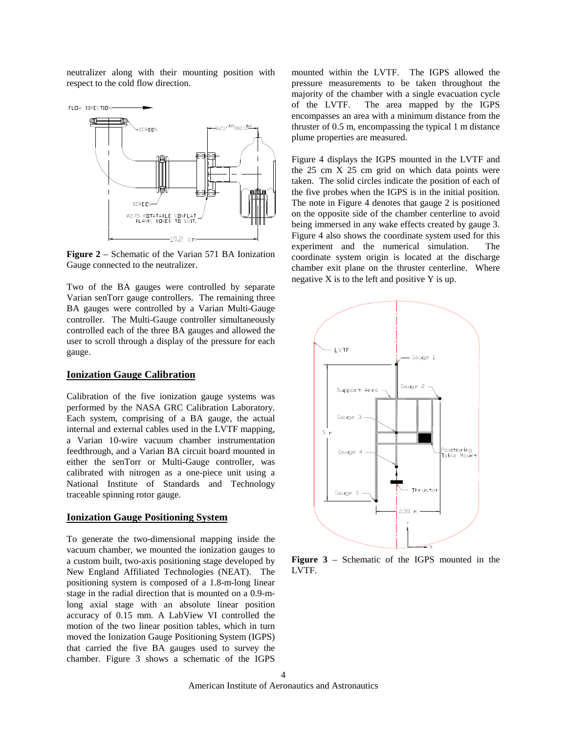neutralizer along with their mounting position with respect to the cold flow direction.

**Figure 2** – Schematic of the Varian 571 BA Ionization Gauge connected to the neutralizer.

Two of the BA gauges were controlled by separate Varian senTorr gauge controllers. The remaining three BA gauges were controlled by a Varian Multi-Gauge controller. The Multi-Gauge controller simultaneously controlled each of the three BA gauges and allowed the user to scroll through a display of the pressure for each gauge.

## Ionization Gauge Calibration

Calibration of the five ionization gauge systems was performed by the NASA GRC Calibration Laboratory. Each system, comprising of a BA gauge, the actual internal and external cables used in the LVTF mapping, a Varian 10-wire vacuum chamber instrumentation feedthrough, and a Varian BA circuit board mounted in either the senTorr or Multi-Gauge controller, was calibrated with nitrogen as a one-piece unit using a National Institute of Standards and Technology traceable spinning rotor gauge.

## Ionization Gauge Positioning System

To generate the two-dimensional mapping inside the vacuum chamber, we mounted the ionization gauges to a custom built, two-axis positioning stage developed by New England Affiliated Technologies (NEAT). The positioning system is composed of a 1.8-m-long linear stage in the radial direction that is mounted on a 0.9-m-long axial stage with an absolute linear position accuracy of 0.15 mm. A LabView VI controlled the motion of the two linear position tables, which in turn moved the Ionization Gauge Positioning System (IGPS) that carried the five BA gauges used to survey the chamber. Figure 3 shows a schematic of the IGPS mounted within the LVTF. The IGPS allowed the pressure measurements to be taken throughout the majority of the chamber with a single evacuation cycle of the LVTF. The area mapped by the IGPS encompasses an area with a minimum distance from the thruster of 0.5 m, encompassing the typical 1 m distance plume properties are measured.

Figure 4 displays the IGPS mounted in the LVTF and the 25 cm X 25 cm grid on which data points were taken. The solid circles indicate the position of each of the five probes when the IGPS is in the initial position. The note in Figure 4 denotes that gauge 2 is positioned on the opposite side of the chamber centerline to avoid being immersed in any wake effects created by gauge 3. Figure 4 also shows the coordinate system used for this experiment and the numerical simulation. The coordinate system origin is located at the discharge chamber exit plane on the thruster centerline. Where negative X is to the left and positive Y is up.

**Figure 3** – Schematic of the IGPS mounted in the LVTF.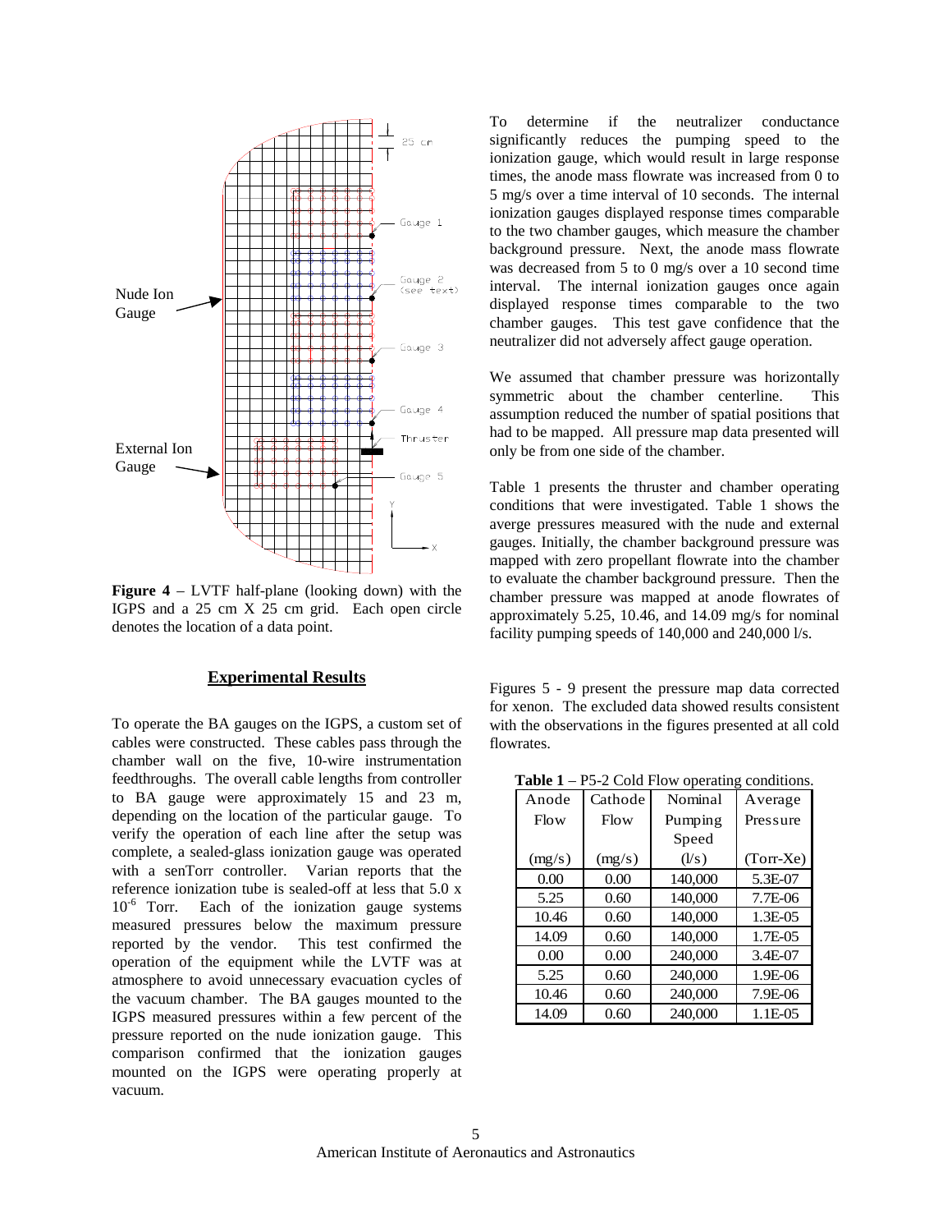**Figure 4** – LVTF half-plane (looking down) with the IGPS and a 25 cm X 25 cm grid. Each open circle denotes the location of a data point.

## Experimental Results

To operate the BA gauges on the IGPS, a custom set of cables were constructed. These cables pass through the chamber wall on the five, 10-wire instrumentation feedthroughs. The overall cable lengths from controller to BA gauge were approximately 15 and 23 m, depending on the location of the particular gauge. To verify the operation of each line after the setup was complete, a sealed-glass ionization gauge was operated with a senTorr controller. Varian reports that the reference ionization tube is sealed-off at less that 5.0 x $10^{-6}$ Torr. Each of the ionization gauge systems measured pressures below the maximum pressure reported by the vendor. This test confirmed the operation of the equipment while the LVTF was at atmosphere to avoid unnecessary evacuation cycles of the vacuum chamber. The BA gauges mounted to the IGPS measured pressures within a few percent of the pressure reported on the nude ionization gauge. This comparison confirmed that the ionization gauges mounted on the IGPS were operating properly at vacuum.

To determine if the neutralizer conductance significantly reduces the pumping speed to the ionization gauge, which would result in large response times, the anode mass flowrate was increased from 0 to 5 mg/s over a time interval of 10 seconds. The internal ionization gauges displayed response times comparable to the two chamber gauges, which measure the chamber background pressure. Next, the anode mass flowrate was decreased from 5 to 0 mg/s over a 10 second time interval. The internal ionization gauges once again displayed response times comparable to the two chamber gauges. This test gave confidence that the neutralizer did not adversely affect gauge operation.

We assumed that chamber pressure was horizontally symmetric about the chamber centerline. This assumption reduced the number of spatial positions that had to be mapped. All pressure map data presented will only be from one side of the chamber.

Table 1 presents the thruster and chamber operating conditions that were investigated. Table 1 shows the averge pressures measured with the nude and external gauges. Initially, the chamber background pressure was mapped with zero propellant flowrate into the chamber to evaluate the chamber background pressure. Then the chamber pressure was mapped at anode flowrates of approximately 5.25, 10.46, and 14.09 mg/s for nominal facility pumping speeds of 140,000 and 240,000 l/s.

Figures 5 - 9 present the pressure map data corrected for xenon. The excluded data showed results consistent with the observations in the figures presented at all cold flowrates.

**Table 1** – P5-2 Cold Flow operating conditions.

| Anode Flow (mg/s) | Cathode Flow (mg/s) | Nominal Pumping Speed (l/s) | Average Pressure (Torr-Xe) |
|---|---|---|---|
| 0.00 | 0.00 | 140,000 | 5.3E-07 |
| 5.25 | 0.60 | 140,000 | 7.7E-06 |
| 10.46 | 0.60 | 140,000 | 1.3E-05 |
| 14.09 | 0.60 | 140,000 | 1.7E-05 |
| 0.00 | 0.00 | 240,000 | 3.4E-07 |
| 5.25 | 0.60 | 240,000 | 1.9E-06 |
| 10.46 | 0.60 | 240,000 | 7.9E-06 |
| 14.09 | 0.60 | 240,000 | 1.1E-05 |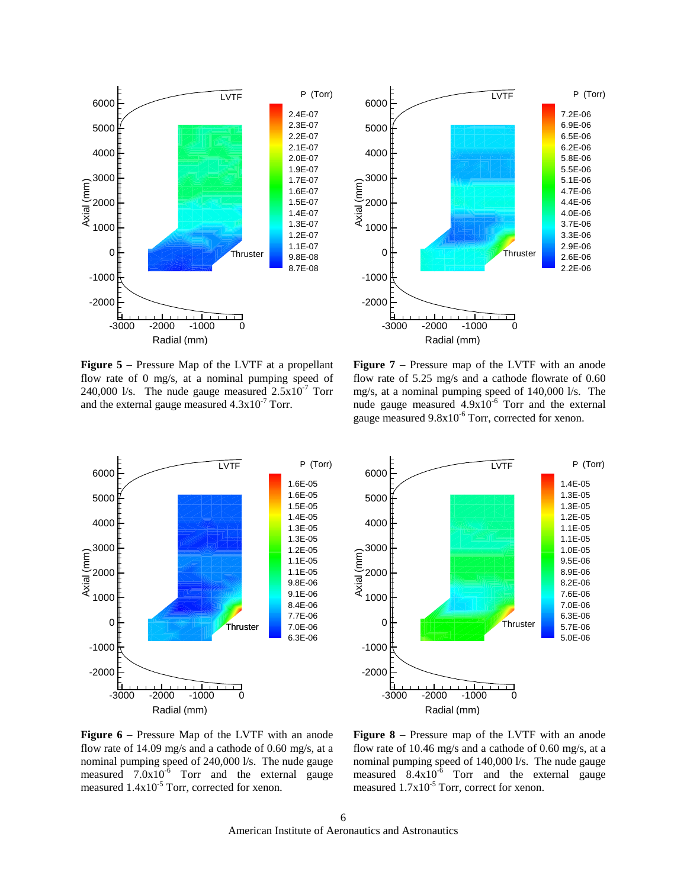**Figure 5** – Pressure Map of the LVTF at a propellant flow rate of 0 mg/s, at a nominal pumping speed of 240,000 l/s. The nude gauge measured $2.5 \times 10^{-7}$ Torr and the external gauge measured $4.3 \times 10^{-7}$ Torr.

**Figure 7** – Pressure map of the LVTF with an anode flow rate of 5.25 mg/s and a cathode flowrate of 0.60 mg/s, at a nominal pumping speed of 140,000 l/s. The nude gauge measured $4.9 \times 10^{-6}$ Torr and the external gauge measured $9.8 \times 10^{-6}$ Torr, corrected for xenon.

**Figure 6** – Pressure Map of the LVTF with an anode flow rate of 14.09 mg/s and a cathode of 0.60 mg/s, at a nominal pumping speed of 240,000 l/s. The nude gauge measured $7.0 \times 10^{-6}$ Torr and the external gauge measured $1.4 \times 10^{-5}$ Torr, corrected for xenon.

**Figure 8** – Pressure map of the LVTF with an anode flow rate of 10.46 mg/s and a cathode of 0.60 mg/s, at a nominal pumping speed of 140,000 l/s. The nude gauge measured $8.4 \times 10^{-6}$ Torr and the external gauge measured $1.7 \times 10^{-5}$ Torr, correct for xenon.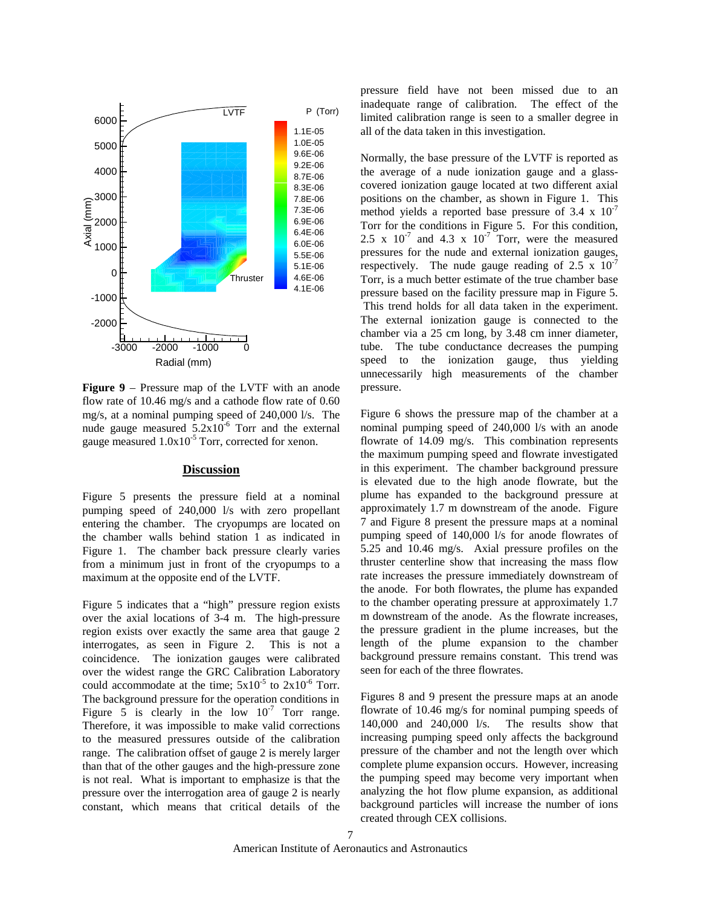**Figure 9** – Pressure map of the LVTF with an anode flow rate of 10.46 mg/s and a cathode flow rate of 0.60 mg/s, at a nominal pumping speed of 240,000 l/s. The nude gauge measured $5.2 \times 10^{-6}$ Torr and the external gauge measured $1.0 \times 10^{-5}$ Torr, corrected for xenon.

## Discussion

Figure 5 presents the pressure field at a nominal pumping speed of 240,000 l/s with zero propellant entering the chamber. The cryopumps are located on the chamber walls behind station 1 as indicated in Figure 1. The chamber back pressure clearly varies from a minimum just in front of the cryopumps to a maximum at the opposite end of the LVTF.

Figure 5 indicates that a "high" pressure region exists over the axial locations of 3-4 m. The high-pressure region exists over exactly the same area that gauge 2 interrogates, as seen in Figure 2. This is not a coincidence. The ionization gauges were calibrated over the widest range the GRC Calibration Laboratory could accommodate at the time; $5 \times 10^{-5}$ to $2 \times 10^{-6}$ Torr. The background pressure for the operation conditions in Figure 5 is clearly in the low $10^{-7}$ Torr range. Therefore, it was impossible to make valid corrections to the measured pressures outside of the calibration range. The calibration offset of gauge 2 is merely larger than that of the other gauges and the high-pressure zone is not real. What is important to emphasize is that the pressure over the interrogation area of gauge 2 is nearly constant, which means that critical details of the pressure field have not been missed due to an inadequate range of calibration. The effect of the limited calibration range is seen to a smaller degree in all of the data taken in this investigation.

Normally, the base pressure of the LVTF is reported as the average of a nude ionization gauge and a glass-covered ionization gauge located at two different axial positions on the chamber, as shown in Figure 1. This method yields a reported base pressure of $3.4 \times 10^{-7}$ Torr for the conditions in Figure 5. For this condition, $2.5 \times 10^{-7}$ and $4.3 \times 10^{-7}$ Torr, were the measured pressures for the nude and external ionization gauges, respectively. The nude gauge reading of $2.5 \times 10^{-7}$ Torr, is a much better estimate of the true chamber base pressure based on the facility pressure map in Figure 5. This trend holds for all data taken in the experiment. The external ionization gauge is connected to the chamber via a 25 cm long, by 3.48 cm inner diameter, tube. The tube conductance decreases the pumping speed to the ionization gauge, thus yielding unnecessarily high measurements of the chamber pressure.

Figure 6 shows the pressure map of the chamber at a nominal pumping speed of 240,000 l/s with an anode flowrate of 14.09 mg/s. This combination represents the maximum pumping speed and flowrate investigated in this experiment. The chamber background pressure is elevated due to the high anode flowrate, but the plume has expanded to the background pressure at approximately 1.7 m downstream of the anode. Figure 7 and Figure 8 present the pressure maps at a nominal pumping speed of 140,000 l/s for anode flowrates of 5.25 and 10.46 mg/s. Axial pressure profiles on the thruster centerline show that increasing the mass flow rate increases the pressure immediately downstream of the anode. For both flowrates, the plume has expanded to the chamber operating pressure at approximately 1.7 m downstream of the anode. As the flowrate increases, the pressure gradient in the plume increases, but the length of the plume expansion to the chamber background pressure remains constant. This trend was seen for each of the three flowrates.

Figures 8 and 9 present the pressure maps at an anode flowrate of 10.46 mg/s for nominal pumping speeds of 140,000 and 240,000 l/s. The results show that increasing pumping speed only affects the background pressure of the chamber and not the length over which complete plume expansion occurs. However, increasing the pumping speed may become very important when analyzing the hot flow plume expansion, as additional background particles will increase the number of ions created through CEX collisions.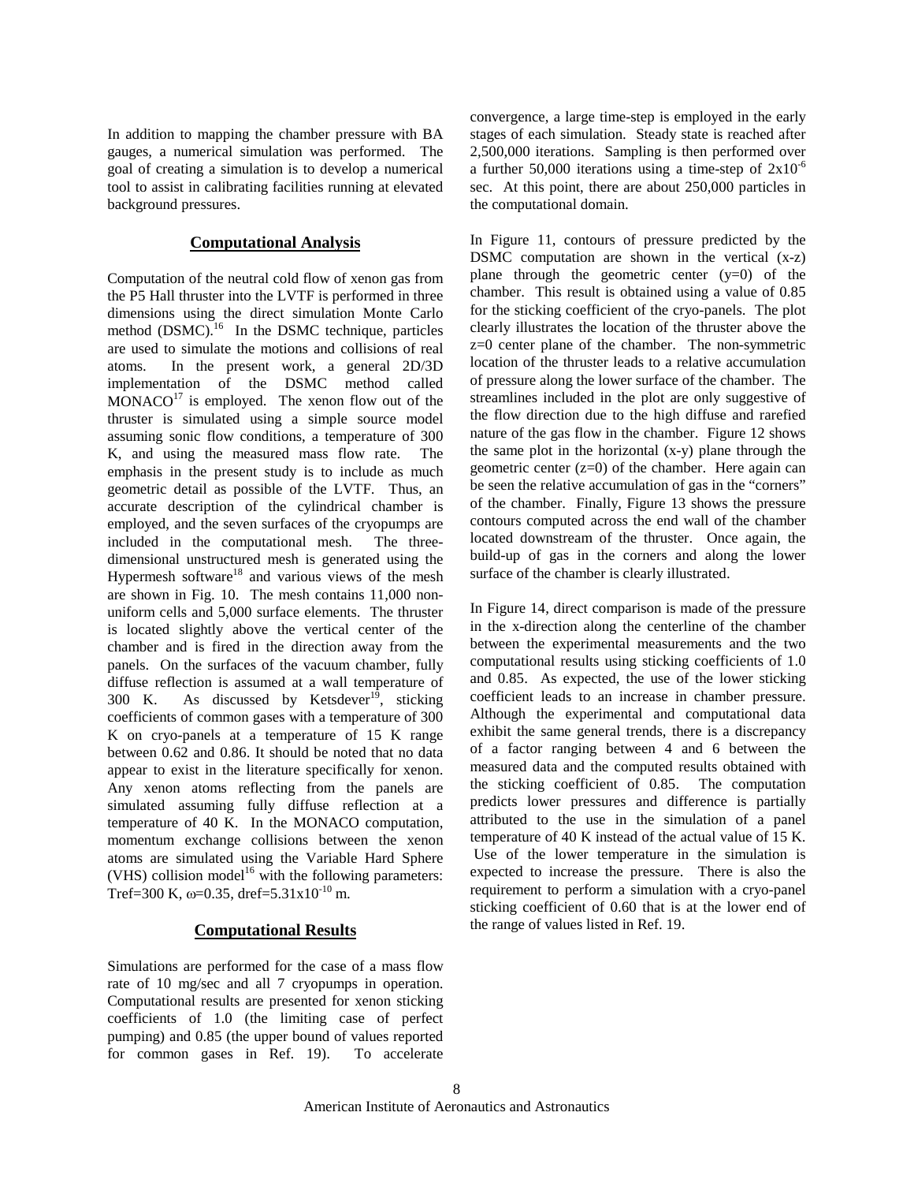In addition to mapping the chamber pressure with BA gauges, a numerical simulation was performed. The goal of creating a simulation is to develop a numerical tool to assist in calibrating facilities running at elevated background pressures.

## Computational Analysis

Computation of the neutral cold flow of xenon gas from the P5 Hall thruster into the LVTF is performed in three dimensions using the direct simulation Monte Carlo method (DSMC).[16] In the DSMC technique, particles are used to simulate the motions and collisions of real atoms. In the present work, a general 2D/3D implementation of the DSMC method called MONACO[17] is employed. The xenon flow out of the thruster is simulated using a simple source model assuming sonic flow conditions, a temperature of 300 K, and using the measured mass flow rate. The emphasis in the present study is to include as much geometric detail as possible of the LVTF. Thus, an accurate description of the cylindrical chamber is employed, and the seven surfaces of the cryopumps are included in the computational mesh. The three-dimensional unstructured mesh is generated using the Hypermesh software[18] and various views of the mesh are shown in Fig. 10. The mesh contains 11,000 non-uniform cells and 5,000 surface elements. The thruster is located slightly above the vertical center of the chamber and is fired in the direction away from the panels. On the surfaces of the vacuum chamber, fully diffuse reflection is assumed at a wall temperature of 300 K. As discussed by Ketsdever[19], sticking coefficients of common gases with a temperature of 300 K on cryo-panels at a temperature of 15 K range between 0.62 and 0.86. It should be noted that no data appear to exist in the literature specifically for xenon. Any xenon atoms reflecting from the panels are simulated assuming fully diffuse reflection at a temperature of 40 K. In the MONACO computation, momentum exchange collisions between the xenon atoms are simulated using the Variable Hard Sphere (VHS) collision model[16] with the following parameters: Tref=300 K, $\omega$=0.35, dref=$5.31\times10^{-10}$ m.

## Computational Results

Simulations are performed for the case of a mass flow rate of 10 mg/sec and all 7 cryopumps in operation. Computational results are presented for xenon sticking coefficients of 1.0 (the limiting case of perfect pumping) and 0.85 (the upper bound of values reported for common gases in Ref. 19). To accelerate convergence, a large time-step is employed in the early stages of each simulation. Steady state is reached after 2,500,000 iterations. Sampling is then performed over a further 50,000 iterations using a time-step of $2\times10^{-6}$ sec. At this point, there are about 250,000 particles in the computational domain.

In Figure 11, contours of pressure predicted by the DSMC computation are shown in the vertical (x-z) plane through the geometric center (y=0) of the chamber. This result is obtained using a value of 0.85 for the sticking coefficient of the cryo-panels. The plot clearly illustrates the location of the thruster above the z=0 center plane of the chamber. The non-symmetric location of the thruster leads to a relative accumulation of pressure along the lower surface of the chamber. The streamlines included in the plot are only suggestive of the flow direction due to the high diffuse and rarefied nature of the gas flow in the chamber. Figure 12 shows the same plot in the horizontal (x-y) plane through the geometric center (z=0) of the chamber. Here again can be seen the relative accumulation of gas in the "corners" of the chamber. Finally, Figure 13 shows the pressure contours computed across the end wall of the chamber located downstream of the thruster. Once again, the build-up of gas in the corners and along the lower surface of the chamber is clearly illustrated.

In Figure 14, direct comparison is made of the pressure in the x-direction along the centerline of the chamber between the experimental measurements and the two computational results using sticking coefficients of 1.0 and 0.85. As expected, the use of the lower sticking coefficient leads to an increase in chamber pressure. Although the experimental and computational data exhibit the same general trends, there is a discrepancy of a factor ranging between 4 and 6 between the measured data and the computed results obtained with the sticking coefficient of 0.85. The computation predicts lower pressures and difference is partially attributed to the use in the simulation of a panel temperature of 40 K instead of the actual value of 15 K. Use of the lower temperature in the simulation is expected to increase the pressure. There is also the requirement to perform a simulation with a cryo-panel sticking coefficient of 0.60 that is at the lower end of the range of values listed in Ref. 19.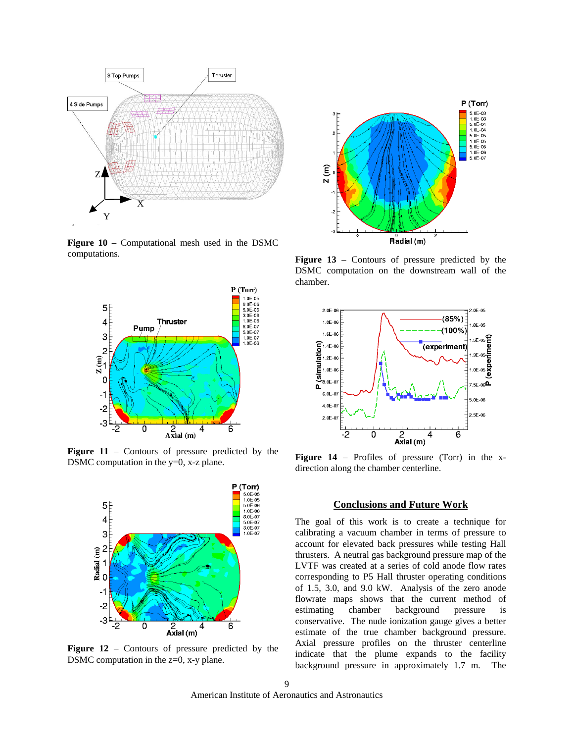Figure 10 – Computational mesh used in the DSMC computations.

Figure 11 – Contours of pressure predicted by the DSMC computation in the y=0, x-z plane.

Figure 12 – Contours of pressure predicted by the DSMC computation in the z=0, x-y plane.

Figure 13 – Contours of pressure predicted by the DSMC computation on the downstream wall of the chamber.

Figure 14 – Profiles of pressure (Torr) in the x-direction along the chamber centerline.

## Conclusions and Future Work

The goal of this work is to create a technique for calibrating a vacuum chamber in terms of pressure to account for elevated back pressures while testing Hall thrusters. A neutral gas background pressure map of the LVTF was created at a series of cold anode flow rates corresponding to P5 Hall thruster operating conditions of 1.5, 3.0, and 9.0 kW. Analysis of the zero anode flowrate maps shows that the current method of estimating chamber background pressure is conservative. The nude ionization gauge gives a better estimate of the true chamber background pressure. Axial pressure profiles on the thruster centerline indicate that the plume expands to the facility background pressure in approximately 1.7 m. The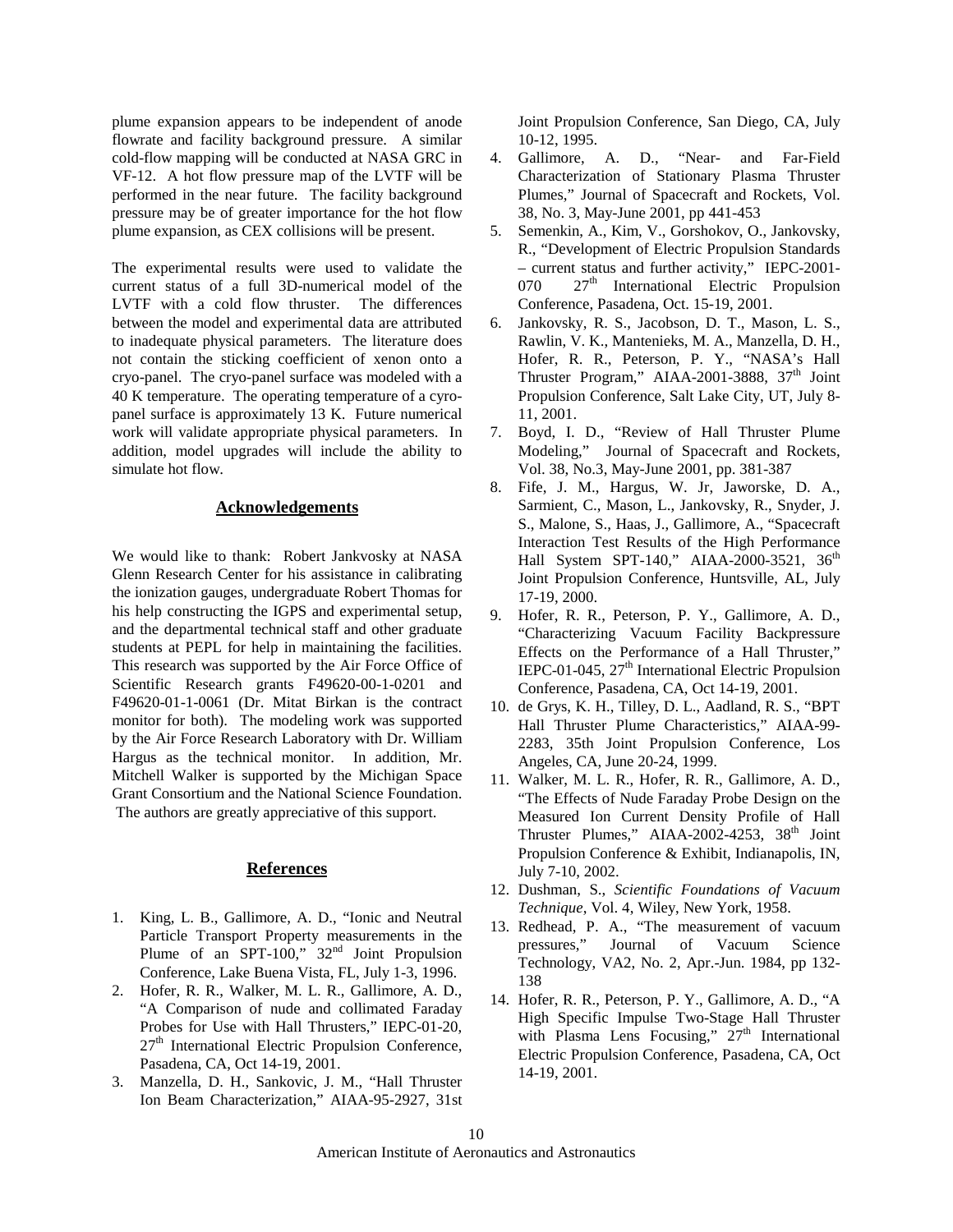plume expansion appears to be independent of anode flowrate and facility background pressure. A similar cold-flow mapping will be conducted at NASA GRC in VF-12. A hot flow pressure map of the LVTF will be performed in the near future. The facility background pressure may be of greater importance for the hot flow plume expansion, as CEX collisions will be present.

The experimental results were used to validate the current status of a full 3D-numerical model of the LVTF with a cold flow thruster. The differences between the model and experimental data are attributed to inadequate physical parameters. The literature does not contain the sticking coefficient of xenon onto a cryo-panel. The cryo-panel surface was modeled with a 40 K temperature. The operating temperature of a cyro-panel surface is approximately 13 K. Future numerical work will validate appropriate physical parameters. In addition, model upgrades will include the ability to simulate hot flow.

## Acknowledgements

We would like to thank: Robert Jankvosky at NASA Glenn Research Center for his assistance in calibrating the ionization gauges, undergraduate Robert Thomas for his help constructing the IGPS and experimental setup, and the departmental technical staff and other graduate students at PEPL for help in maintaining the facilities. This research was supported by the Air Force Office of Scientific Research grants F49620-00-1-0201 and F49620-01-1-0061 (Dr. Mitat Birkan is the contract monitor for both). The modeling work was supported by the Air Force Research Laboratory with Dr. William Hargus as the technical monitor. In addition, Mr. Mitchell Walker is supported by the Michigan Space Grant Consortium and the National Science Foundation. The authors are greatly appreciative of this support.

## References

1. King, L. B., Gallimore, A. D., "Ionic and Neutral Particle Transport Property measurements in the Plume of an SPT-100," 32nd Joint Propulsion Conference, Lake Buena Vista, FL, July 1-3, 1996.
2. Hofer, R. R., Walker, M. L. R., Gallimore, A. D., "A Comparison of nude and collimated Faraday Probes for Use with Hall Thrusters," IEPC-01-20, 27th International Electric Propulsion Conference, Pasadena, CA, Oct 14-19, 2001.
3. Manzella, D. H., Sankovic, J. M., "Hall Thruster Ion Beam Characterization," AIAA-95-2927, 31st Joint Propulsion Conference, San Diego, CA, July 10-12, 1995.
4. Gallimore, A. D., "Near- and Far-Field Characterization of Stationary Plasma Thruster Plumes," Journal of Spacecraft and Rockets, Vol. 38, No. 3, May-June 2001, pp 441-453
5. Semenkin, A., Kim, V., Gorshokov, O., Jankovsky, R., "Development of Electric Propulsion Standards – current status and further activity," IEPC-2001-070 27th International Electric Propulsion Conference, Pasadena, Oct. 15-19, 2001.
6. Jankovsky, R. S., Jacobson, D. T., Mason, L. S., Rawlin, V. K., Mantenieks, M. A., Manzella, D. H., Hofer, R. R., Peterson, P. Y., "NASA's Hall Thruster Program," AIAA-2001-3888, 37th Joint Propulsion Conference, Salt Lake City, UT, July 8-11, 2001.
7. Boyd, I. D., "Review of Hall Thruster Plume Modeling," Journal of Spacecraft and Rockets, Vol. 38, No.3, May-June 2001, pp. 381-387
8. Fife, J. M., Hargus, W. Jr, Jaworske, D. A., Sarmient, C., Mason, L., Jankovsky, R., Snyder, J. S., Malone, S., Haas, J., Gallimore, A., "Spacecraft Interaction Test Results of the High Performance Hall System SPT-140," AIAA-2000-3521, 36th Joint Propulsion Conference, Huntsville, AL, July 17-19, 2000.
9. Hofer, R. R., Peterson, P. Y., Gallimore, A. D., "Characterizing Vacuum Facility Backpressure Effects on the Performance of a Hall Thruster," IEPC-01-045, 27th International Electric Propulsion Conference, Pasadena, CA, Oct 14-19, 2001.
10. de Grys, K. H., Tilley, D. L., Aadland, R. S., "BPT Hall Thruster Plume Characteristics," AIAA-99-2283, 35th Joint Propulsion Conference, Los Angeles, CA, June 20-24, 1999.
11. Walker, M. L. R., Hofer, R. R., Gallimore, A. D., "The Effects of Nude Faraday Probe Design on the Measured Ion Current Density Profile of Hall Thruster Plumes," AIAA-2002-4253, 38th Joint Propulsion Conference & Exhibit, Indianapolis, IN, July 7-10, 2002.
12. Dushman, S., *Scientific Foundations of Vacuum Technique*, Vol. 4, Wiley, New York, 1958.
13. Redhead, P. A., "The measurement of vacuum pressures," Journal of Vacuum Science Technology, VA2, No. 2, Apr.-Jun. 1984, pp 132-138
14. Hofer, R. R., Peterson, P. Y., Gallimore, A. D., "A High Specific Impulse Two-Stage Hall Thruster with Plasma Lens Focusing," 27th International Electric Propulsion Conference, Pasadena, CA, Oct 14-19, 2001.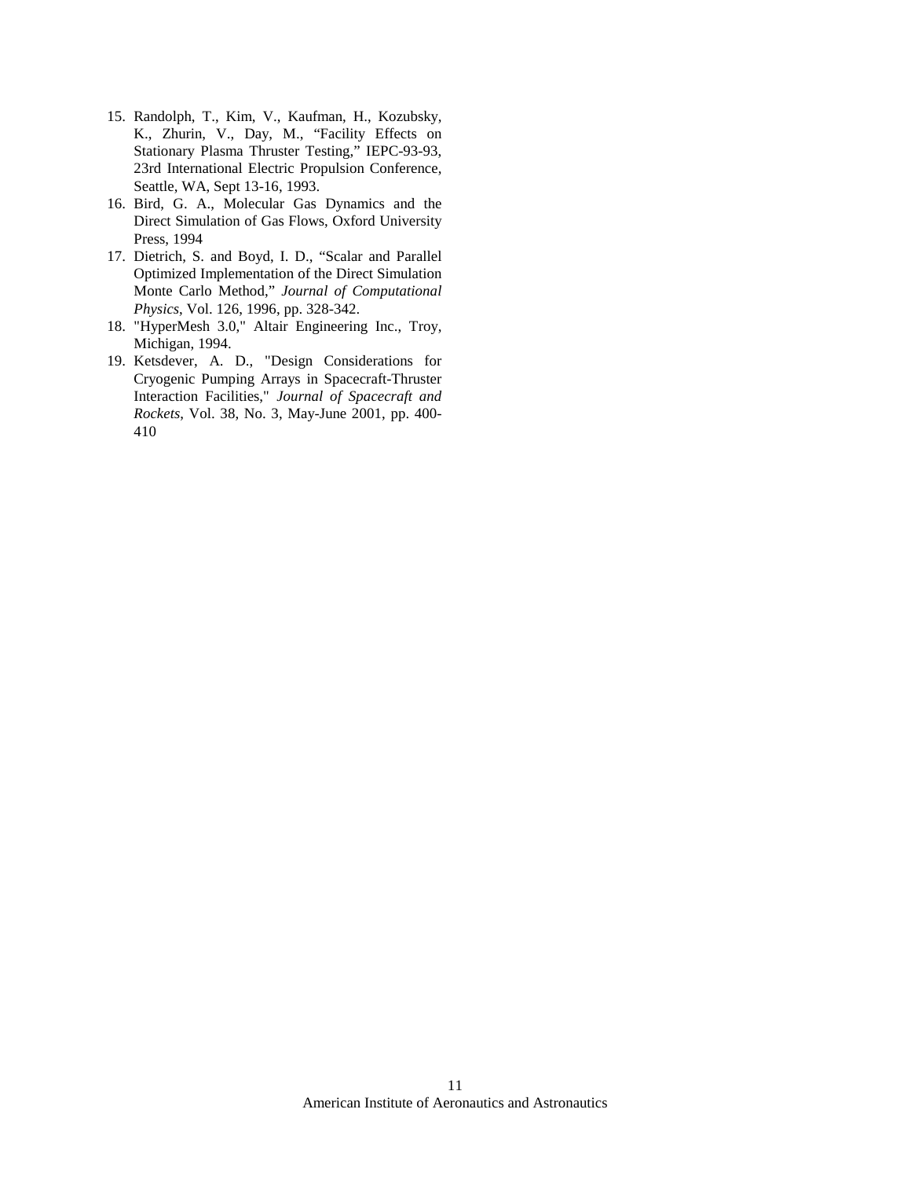15. Randolph, T., Kim, V., Kaufman, H., Kozubsky, K., Zhurin, V., Day, M., “Facility Effects on Stationary Plasma Thruster Testing,” IEPC-93-93, 23rd International Electric Propulsion Conference, Seattle, WA, Sept 13-16, 1993.
16. Bird, G. A., Molecular Gas Dynamics and the Direct Simulation of Gas Flows, Oxford University Press, 1994
17. Dietrich, S. and Boyd, I. D., “Scalar and Parallel Optimized Implementation of the Direct Simulation Monte Carlo Method,” *Journal of Computational Physics*, Vol. 126, 1996, pp. 328-342.
18. "HyperMesh 3.0," Altair Engineering Inc., Troy, Michigan, 1994.
19. Ketsdever, A. D., "Design Considerations for Cryogenic Pumping Arrays in Spacecraft-Thruster Interaction Facilities," *Journal of Spacecraft and Rockets*, Vol. 38, No. 3, May-June 2001, pp. 400-410